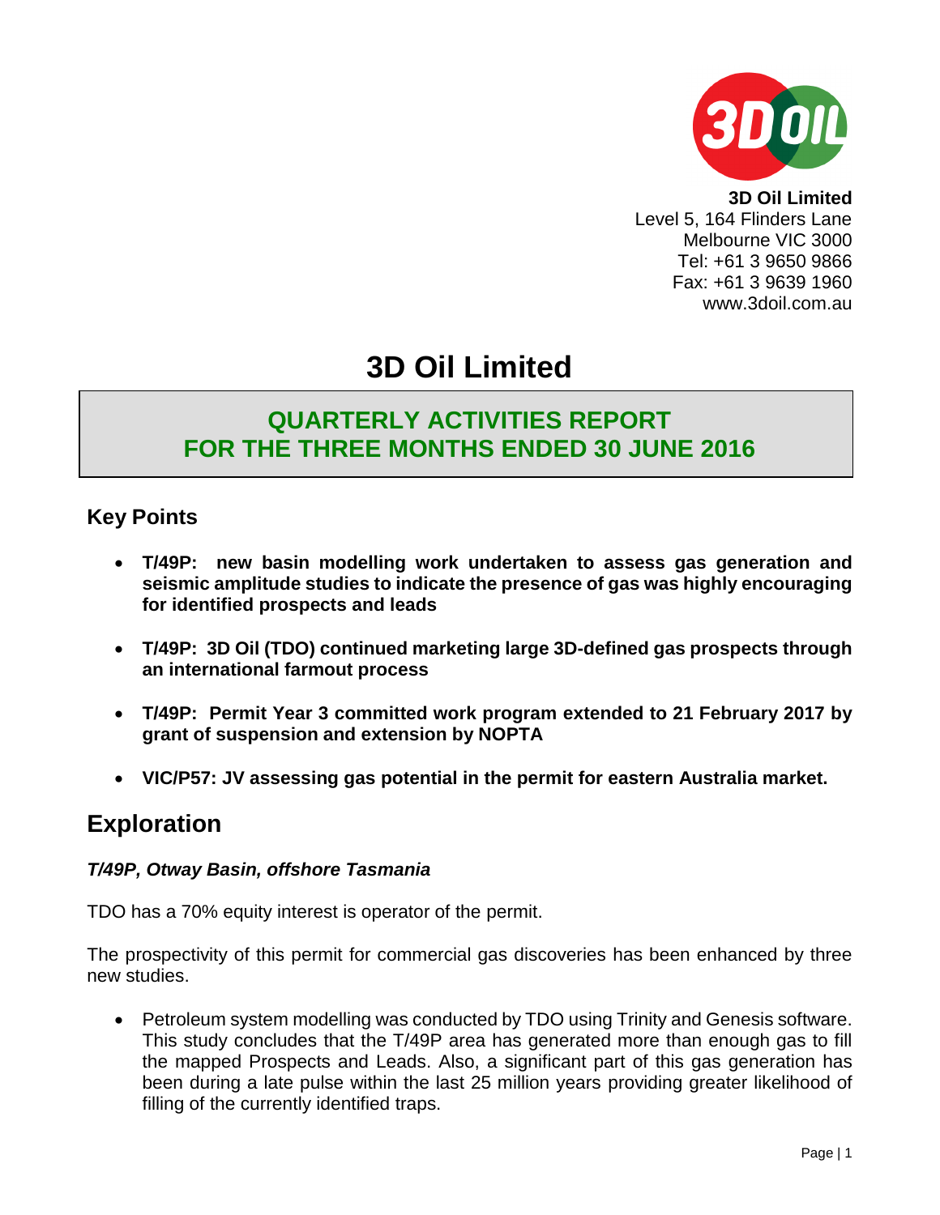**3D Oil Limited**
Level 5, 164 Flinders Lane
Melbourne VIC 3000
Tel: +61 3 9650 9866
Fax: +61 3 9639 1960
www.3doil.com.au

# 3D Oil Limited

## QUARTERLY ACTIVITIES REPORT FOR THE THREE MONTHS ENDED 30 JUNE 2016

### Key Points

- **T/49P: new basin modelling work undertaken to assess gas generation and seismic amplitude studies to indicate the presence of gas was highly encouraging for identified prospects and leads**
- **T/49P: 3D Oil (TDO) continued marketing large 3D-defined gas prospects through an international farmout process**
- **T/49P: Permit Year 3 committed work program extended to 21 February 2017 by grant of suspension and extension by NOPTA**
- **VIC/P57: JV assessing gas potential in the permit for eastern Australia market.**

## Exploration

#### *T/49P, Otway Basin, offshore Tasmania*

TDO has a 70% equity interest is operator of the permit.

The prospectivity of this permit for commercial gas discoveries has been enhanced by three new studies.

- Petroleum system modelling was conducted by TDO using Trinity and Genesis software. This study concludes that the T/49P area has generated more than enough gas to fill the mapped Prospects and Leads. Also, a significant part of this gas generation has been during a late pulse within the last 25 million years providing greater likelihood of filling of the currently identified traps.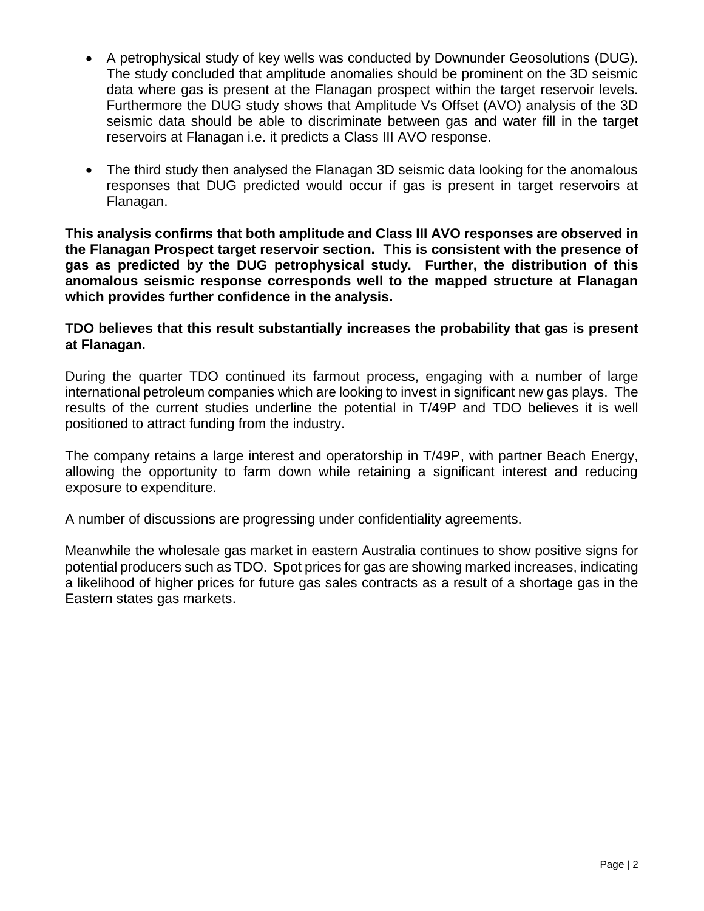- A petrophysical study of key wells was conducted by Downunder Geosolutions (DUG). The study concluded that amplitude anomalies should be prominent on the 3D seismic data where gas is present at the Flanagan prospect within the target reservoir levels. Furthermore the DUG study shows that Amplitude Vs Offset (AVO) analysis of the 3D seismic data should be able to discriminate between gas and water fill in the target reservoirs at Flanagan i.e. it predicts a Class III AVO response.

- The third study then analysed the Flanagan 3D seismic data looking for the anomalous responses that DUG predicted would occur if gas is present in target reservoirs at Flanagan.

**This analysis confirms that both amplitude and Class III AVO responses are observed in the Flanagan Prospect target reservoir section. This is consistent with the presence of gas as predicted by the DUG petrophysical study. Further, the distribution of this anomalous seismic response corresponds well to the mapped structure at Flanagan which provides further confidence in the analysis.**

**TDO believes that this result substantially increases the probability that gas is present at Flanagan.**

During the quarter TDO continued its farmout process, engaging with a number of large international petroleum companies which are looking to invest in significant new gas plays. The results of the current studies underline the potential in T/49P and TDO believes it is well positioned to attract funding from the industry.

The company retains a large interest and operatorship in T/49P, with partner Beach Energy, allowing the opportunity to farm down while retaining a significant interest and reducing exposure to expenditure.

A number of discussions are progressing under confidentiality agreements.

Meanwhile the wholesale gas market in eastern Australia continues to show positive signs for potential producers such as TDO. Spot prices for gas are showing marked increases, indicating a likelihood of higher prices for future gas sales contracts as a result of a shortage gas in the Eastern states gas markets.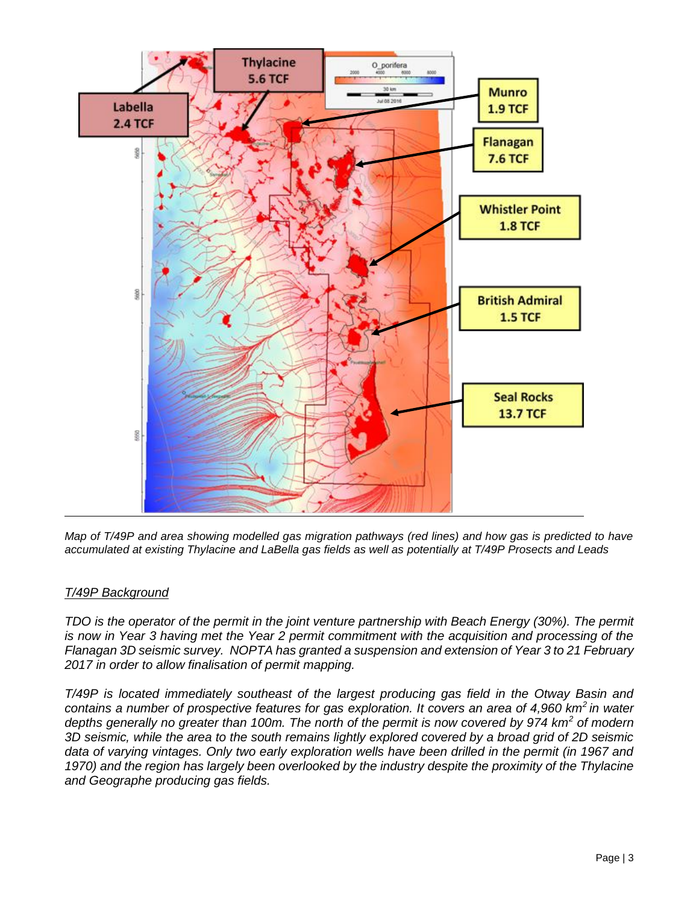*Map of T/49P and area showing modelled gas migration pathways (red lines) and how gas is predicted to have accumulated at existing Thylacine and LaBella gas fields as well as potentially at T/49P Prosects and Leads*

*T/49P Background*

*TDO is the operator of the permit in the joint venture partnership with Beach Energy (30%). The permit is now in Year 3 having met the Year 2 permit commitment with the acquisition and processing of the Flanagan 3D seismic survey. NOPTA has granted a suspension and extension of Year 3 to 21 February 2017 in order to allow finalisation of permit mapping.*

*T/49P is located immediately southeast of the largest producing gas field in the Otway Basin and contains a number of prospective features for gas exploration. It covers an area of 4,960 km$^2$ in water depths generally no greater than 100m. The north of the permit is now covered by 974 km$^2$ of modern 3D seismic, while the area to the south remains lightly explored covered by a broad grid of 2D seismic data of varying vintages. Only two early exploration wells have been drilled in the permit (in 1967 and 1970) and the region has largely been overlooked by the industry despite the proximity of the Thylacine and Geographe producing gas fields.*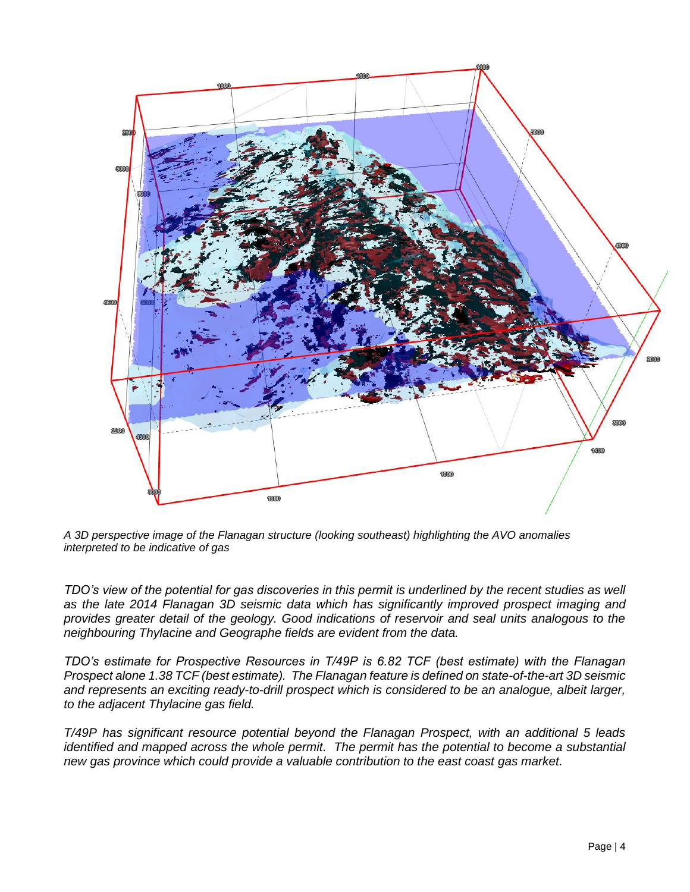*A 3D perspective image of the Flanagan structure (looking southeast) highlighting the AVO anomalies interpreted to be indicative of gas*

*TDO's view of the potential for gas discoveries in this permit is underlined by the recent studies as well as the late 2014 Flanagan 3D seismic data which has significantly improved prospect imaging and provides greater detail of the geology. Good indications of reservoir and seal units analogous to the neighbouring Thylacine and Geographe fields are evident from the data.*

*TDO's estimate for Prospective Resources in T/49P is 6.82 TCF (best estimate) with the Flanagan Prospect alone 1.38 TCF (best estimate). The Flanagan feature is defined on state-of-the-art 3D seismic and represents an exciting ready-to-drill prospect which is considered to be an analogue, albeit larger, to the adjacent Thylacine gas field.*

*T/49P has significant resource potential beyond the Flanagan Prospect, with an additional 5 leads identified and mapped across the whole permit. The permit has the potential to become a substantial new gas province which could provide a valuable contribution to the east coast gas market.*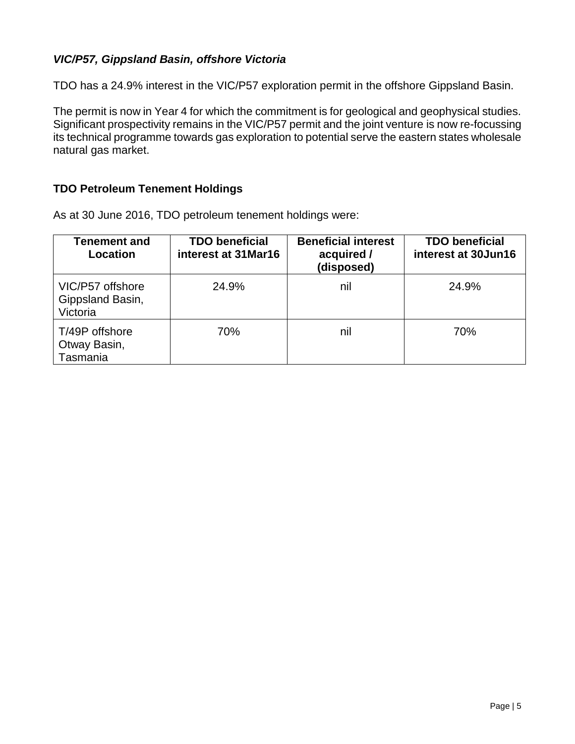### *VIC/P57, Gippsland Basin, offshore Victoria*

TDO has a 24.9% interest in the VIC/P57 exploration permit in the offshore Gippsland Basin.

The permit is now in Year 4 for which the commitment is for geological and geophysical studies. Significant prospectivity remains in the VIC/P57 permit and the joint venture is now re-focussing its technical programme towards gas exploration to potential serve the eastern states wholesale natural gas market.

### TDO Petroleum Tenement Holdings

As at 30 June 2016, TDO petroleum tenement holdings were:

| Tenement and Location | TDO beneficial interest at 31Mar16 | Beneficial interest acquired / (disposed) | TDO beneficial interest at 30Jun16 |
|---|---|---|---|
| VIC/P57 offshore Gippsland Basin, Victoria | 24.9% | nil | 24.9% |
| T/49P offshore Otway Basin, Tasmania | 70% | nil | 70% |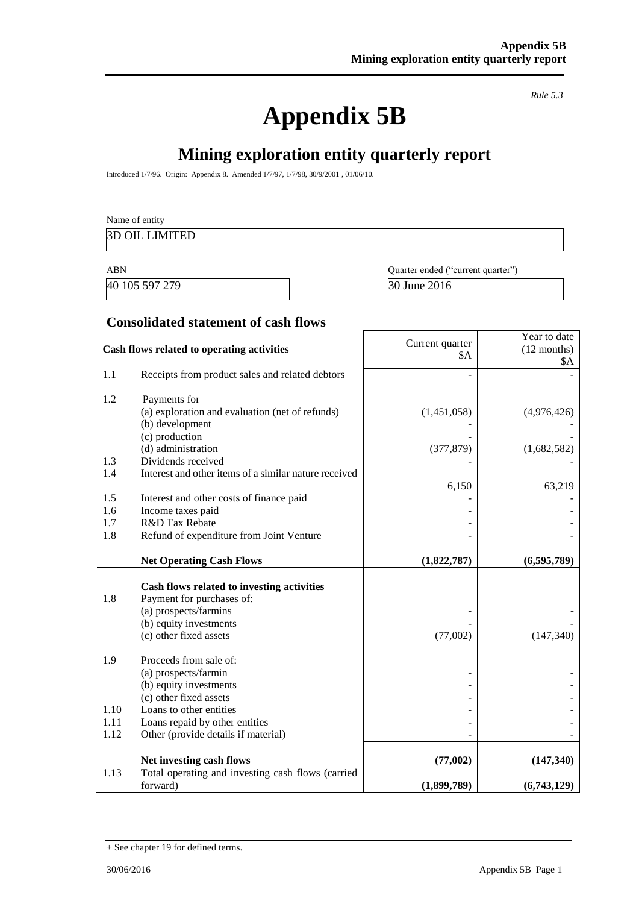*Rule 5.3*

# Appendix 5B

## Mining exploration entity quarterly report

Introduced 1/7/96. Origin: Appendix 8. Amended 1/7/97, 1/7/98, 30/9/2001 , 01/06/10.

| Name of entity |
|---|
| 3D OIL LIMITED |

| ABN | Quarter ended ("current quarter") |
|---|---|
| 40 105 597 279 | 30 June 2016 |

### Consolidated statement of cash flows

| | Cash flows related to operating activities | Current quarter $A | Year to date (12 months) $A |
|---|---|---|---|
| 1.1 | Receipts from product sales and related debtors | - | - |
| 1.2 | Payments for | | |
| | (a) exploration and evaluation (net of refunds) | (1,451,058) | (4,976,426) |
| | (b) development | - | - |
| | (c) production | - | - |
| | (d) administration | (377,879) | (1,682,582) |
| 1.3 | Dividends received | - | - |
| 1.4 | Interest and other items of a similar nature received | 6,150 | 63,219 |
| 1.5 | Interest and other costs of finance paid | - | - |
| 1.6 | Income taxes paid | - | - |
| 1.7 | R&D Tax Rebate | - | - |
| 1.8 | Refund of expenditure from Joint Venture | - | - |
| | **Net Operating Cash Flows** | **(1,822,787)** | **(6,595,789)** |
| | **Cash flows related to investing activities** | | |
| 1.8 | Payment for purchases of: | | |
| | (a) prospects/farmins | - | - |
| | (b) equity investments | - | - |
| | (c) other fixed assets | (77,002) | (147,340) |
| 1.9 | Proceeds from sale of: | | |
| | (a) prospects/farmin | - | - |
| | (b) equity investments | - | - |
| | (c) other fixed assets | - | - |
| 1.10 | Loans to other entities | - | - |
| 1.11 | Loans repaid by other entities | - | - |
| 1.12 | Other (provide details if material) | - | - |
| | **Net investing cash flows** | **(77,002)** | **(147,340)** |
| 1.13 | Total operating and investing cash flows (carried forward) | **(1,899,789)** | **(6,743,129)** |

+ See chapter 19 for defined terms.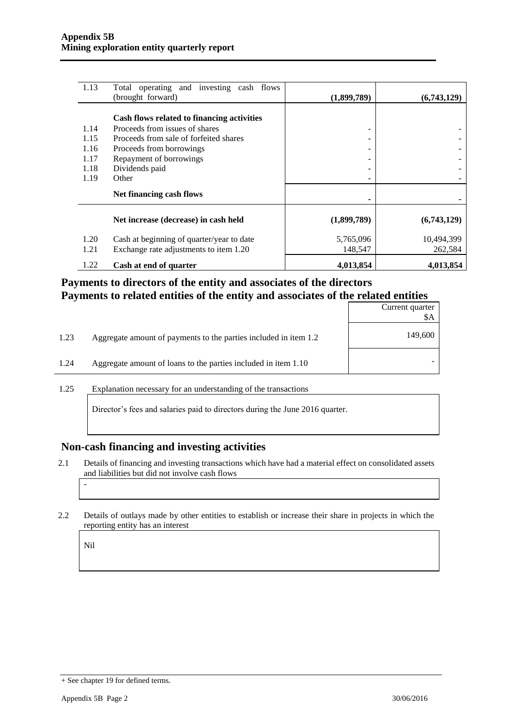| | | | |
|---|---|---|---|
| 1.13 | Total operating and investing cash flows (brought forward) | **(1,899,789)** | **(6,743,129)** |
| | **Cash flows related to financing activities** | | |
| 1.14 | Proceeds from issues of shares | - | - |
| 1.15 | Proceeds from sale of forfeited shares | - | - |
| 1.16 | Proceeds from borrowings | - | - |
| 1.17 | Repayment of borrowings | - | - |
| 1.18 | Dividends paid | - | - |
| 1.19 | Other | - | - |
| | **Net financing cash flows** | - | - |
| | **Net increase (decrease) in cash held** | **(1,899,789)** | **(6,743,129)** |
| 1.20 | Cash at beginning of quarter/year to date | 5,765,096 | 10,494,399 |
| 1.21 | Exchange rate adjustments to item 1.20 | 148,547 | 262,584 |
| 1.22 | **Cash at end of quarter** | **4,013,854** | **4,013,854** |

## Payments to directors of the entity and associates of the directors
## Payments to related entities of the entity and associates of the related entities

| | | Current quarter $A |
|---|---|---|
| 1.23 | Aggregate amount of payments to the parties included in item 1.2 | 149,600 |
| 1.24 | Aggregate amount of loans to the parties included in item 1.10 | - |

1.25 Explanation necessary for an understanding of the transactions

Director's fees and salaries paid to directors during the June 2016 quarter.

## Non-cash financing and investing activities

2.1 Details of financing and investing transactions which have had a material effect on consolidated assets and liabilities but did not involve cash flows

-

2.2 Details of outlays made by other entities to establish or increase their share in projects in which the reporting entity has an interest

Nil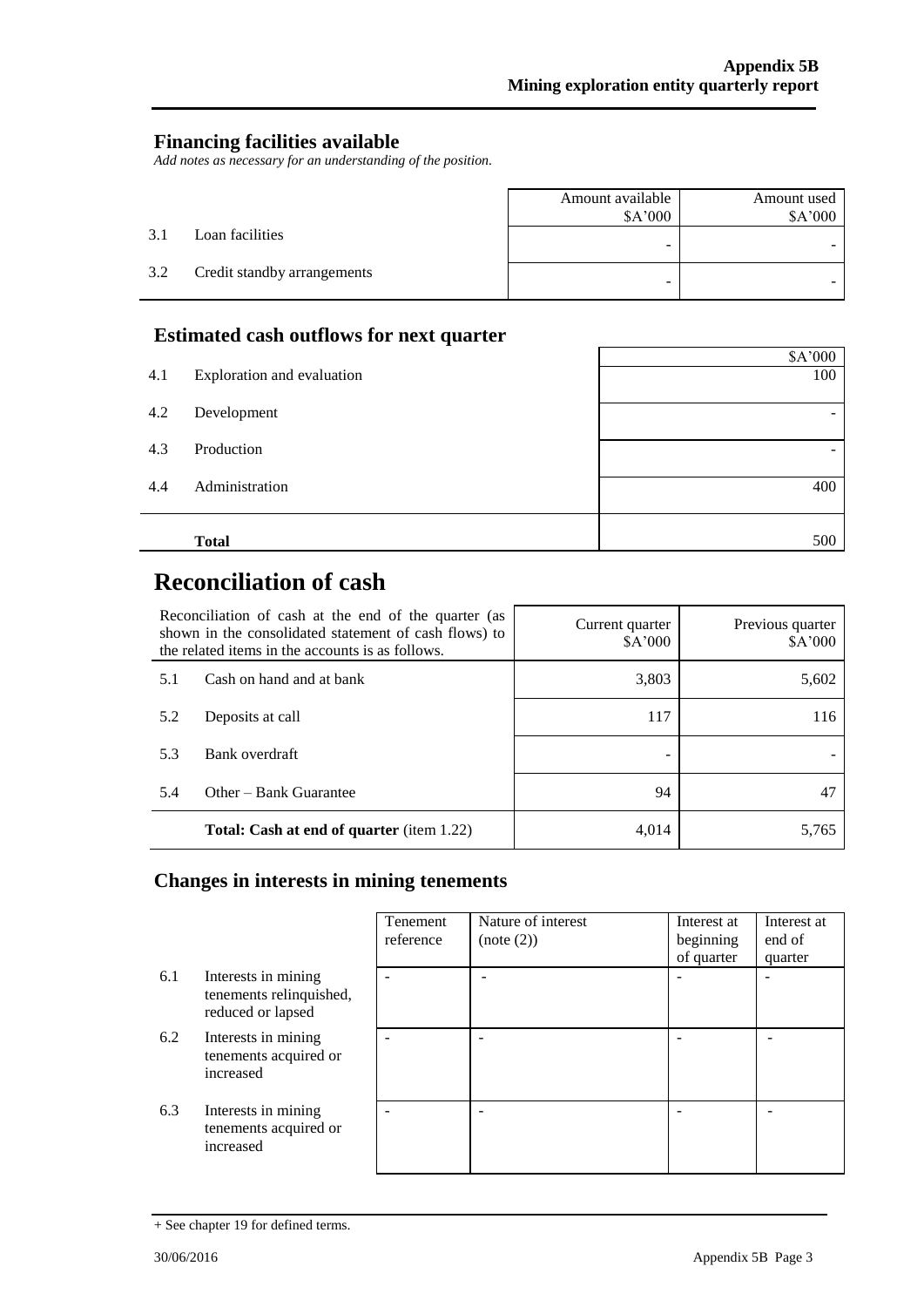## Financing facilities available

*Add notes as necessary for an understanding of the position.*

| | | Amount available $A'000 | Amount used $A'000 |
|---|---|---|---|
| 3.1 | Loan facilities | - | - |
| 3.2 | Credit standby arrangements | - | - |

## Estimated cash outflows for next quarter

| | | $A'000 |
|---|---|---|
| 4.1 | Exploration and evaluation | 100 |
| 4.2 | Development | - |
| 4.3 | Production | - |
| 4.4 | Administration | 400 |
| | **Total** | 500 |

# Reconciliation of cash

| Reconciliation of cash at the end of the quarter (as shown in the consolidated statement of cash flows) to the related items in the accounts is as follows. | | Current quarter $A'000 | Previous quarter $A'000 |
|---|---|---|---|
| 5.1 | Cash on hand and at bank | 3,803 | 5,602 |
| 5.2 | Deposits at call | 117 | 116 |
| 5.3 | Bank overdraft | - | - |
| 5.4 | Other – Bank Guarantee | 94 | 47 |
| | **Total: Cash at end of quarter** (item 1.22) | 4,014 | 5,765 |

## Changes in interests in mining tenements

| | | Tenement reference | Nature of interest (note (2)) | Interest at beginning of quarter | Interest at end of quarter |
|---|---|---|---|---|---|
| 6.1 | Interests in mining tenements relinquished, reduced or lapsed | - | - | - | - |
| 6.2 | Interests in mining tenements acquired or increased | - | - | - | - |
| 6.3 | Interests in mining tenements acquired or increased | - | - | - | - |

+ See chapter 19 for defined terms.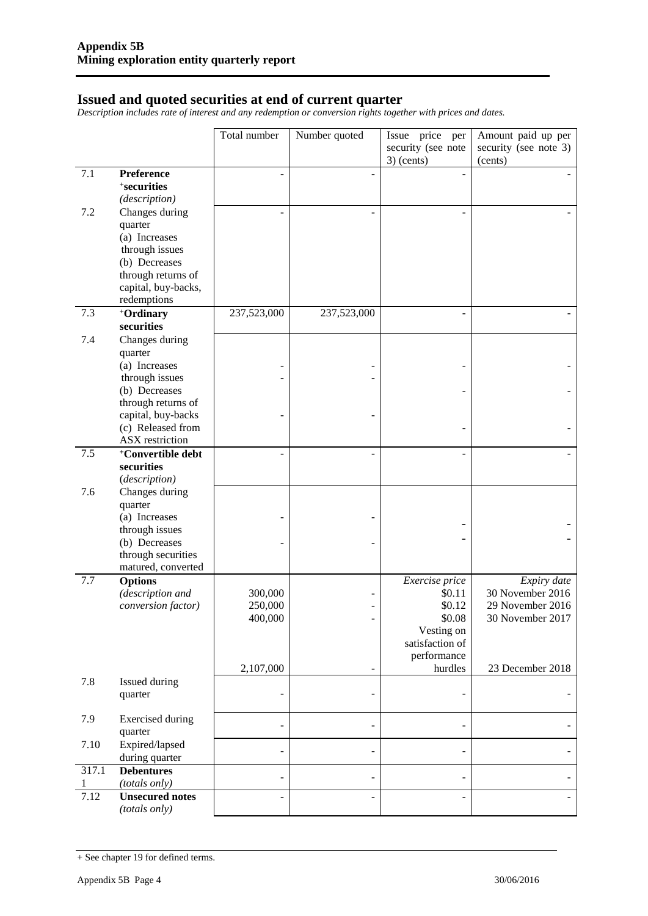## Issued and quoted securities at end of current quarter

*Description includes rate of interest and any redemption or conversion rights together with prices and dates.*

| | | Total number | Number quoted | Issue price per security (see note 3) (cents) | Amount paid up per security (see note 3) (cents) |
|---|---|---|---|---|---|
| 7.1 | **Preference +securities** *(description)* | - | - | - | - |
| 7.2 | Changes during quarter (a) Increases through issues (b) Decreases through returns of capital, buy-backs, redemptions | - | - | - | - |
| 7.3 | **+Ordinary securities** | 237,523,000 | 237,523,000 | - | - |
| 7.4 | Changes during quarter (a) Increases through issues (b) Decreases through returns of capital, buy-backs (c) Released from ASX restriction | -<br>-<br>- | -<br>-<br>- | -<br>-<br>- | -<br>-<br>- |
| 7.5 | **+Convertible debt securities** *(description)* | - | - | - | - |
| 7.6 | Changes during quarter (a) Increases through issues (b) Decreases through securities matured, converted | -<br>- | -<br>- | -<br>- | -<br>- |
| 7.7 | **Options** *(description and conversion factor)* | <br>300,000<br>250,000<br>400,000<br>2,107,000 | <br>-<br>-<br>-<br>- | *Exercise price*<br>$0.11<br>$0.12<br>$0.08<br>Vesting on satisfaction of performance hurdles | *Expiry date*<br>30 November 2016<br>29 November 2016<br>30 November 2017<br>23 December 2018 |
| 7.8 | Issued during quarter | - | - | - | - |
| 7.9 | Exercised during quarter | - | - | - | - |
| 7.10 | Expired/lapsed during quarter | - | - | - | - |
| 317.11 | **Debentures** *(totals only)* | - | - | - | - |
| 7.12 | **Unsecured notes** *(totals only)* | - | - | - | - |

+ See chapter 19 for defined terms.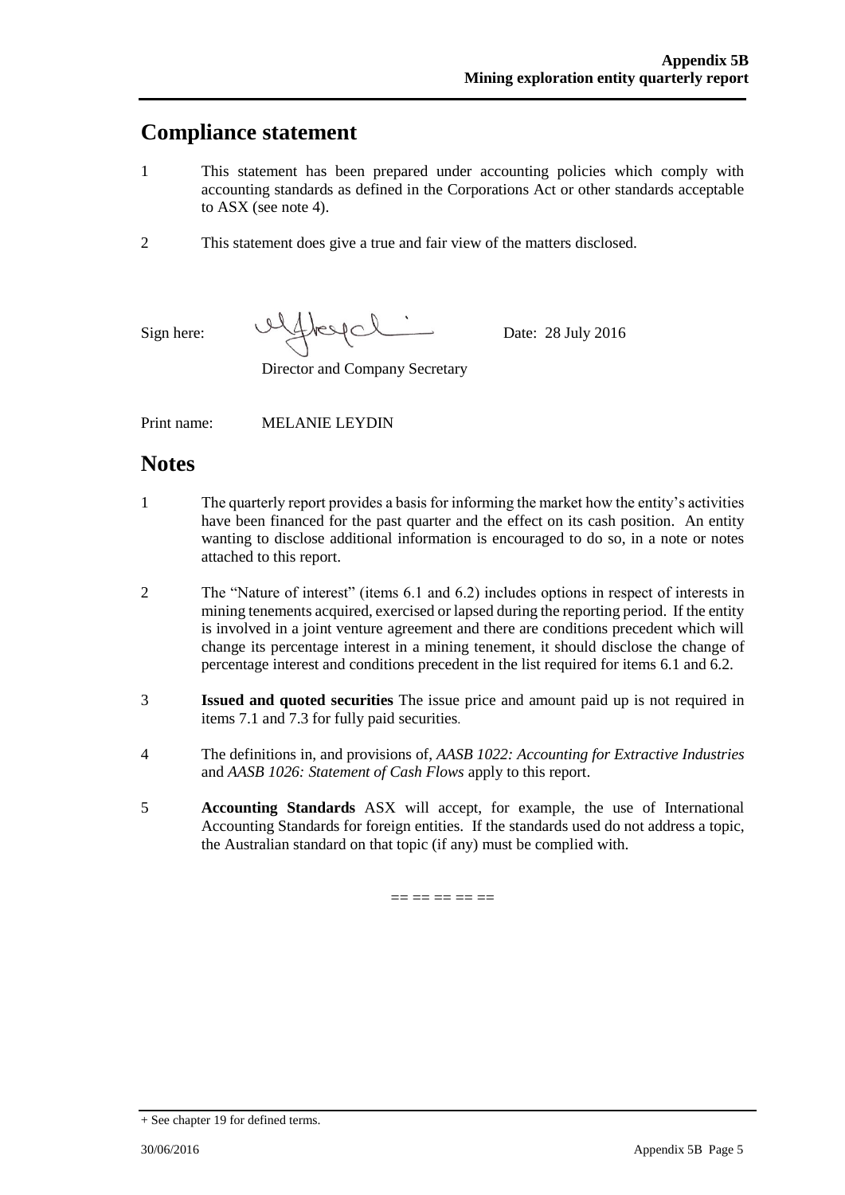## Compliance statement

1 This statement has been prepared under accounting policies which comply with accounting standards as defined in the Corporations Act or other standards acceptable to ASX (see note 4).

2 This statement does give a true and fair view of the matters disclosed.

Sign here: Date: 28 July 2016

Director and Company Secretary

Print name: MELANIE LEYDIN

## Notes

1 The quarterly report provides a basis for informing the market how the entity's activities have been financed for the past quarter and the effect on its cash position. An entity wanting to disclose additional information is encouraged to do so, in a note or notes attached to this report.

2 The "Nature of interest" (items 6.1 and 6.2) includes options in respect of interests in mining tenements acquired, exercised or lapsed during the reporting period. If the entity is involved in a joint venture agreement and there are conditions precedent which will change its percentage interest in a mining tenement, it should disclose the change of percentage interest and conditions precedent in the list required for items 6.1 and 6.2.

3 **Issued and quoted securities** The issue price and amount paid up is not required in items 7.1 and 7.3 for fully paid securities.

4 The definitions in, and provisions of, *AASB 1022: Accounting for Extractive Industries* and *AASB 1026: Statement of Cash Flows* apply to this report.

5 **Accounting Standards** ASX will accept, for example, the use of International Accounting Standards for foreign entities. If the standards used do not address a topic, the Australian standard on that topic (if any) must be complied with.

== == == == ==

+ See chapter 19 for defined terms.